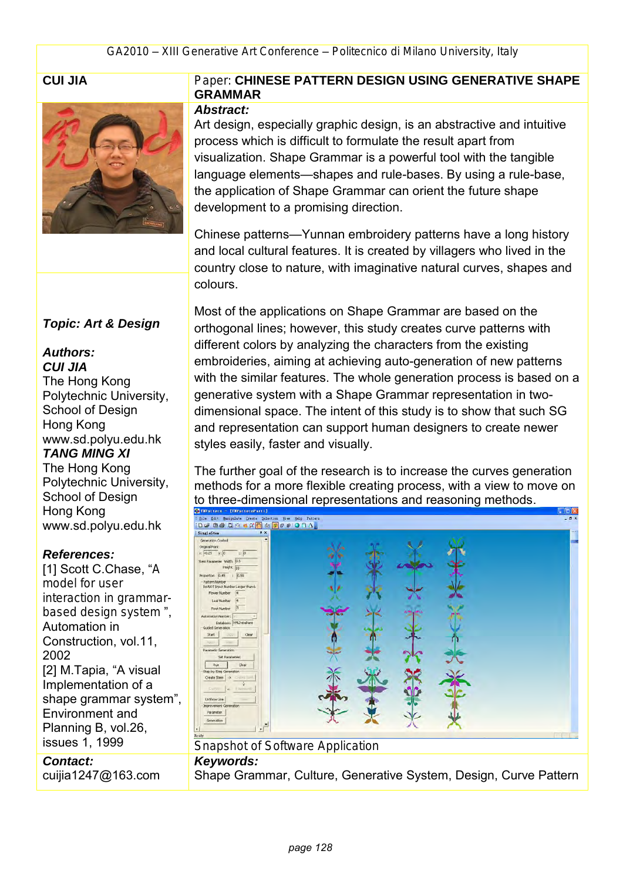GA2010 – XIII Generative Art Conference – Politecnico di Milano University, Italy

**CUI JIA**

Paper: **CHINESE PATTERN DESIGN USING GENERATIVE SHAPE GRAMMAR**

***Abstract:***

Art design, especially graphic design, is an abstractive and intuitive process which is difficult to formulate the result apart from visualization. Shape Grammar is a powerful tool with the tangible language elements—shapes and rule-bases. By using a rule-base, the application of Shape Grammar can orient the future shape development to a promising direction.

Chinese patterns—Yunnan embroidery patterns have a long history and local cultural features. It is created by villagers who lived in the country close to nature, with imaginative natural curves, shapes and colours.

Most of the applications on Shape Grammar are based on the orthogonal lines; however, this study creates curve patterns with different colors by analyzing the characters from the existing embroideries, aiming at achieving auto-generation of new patterns with the similar features. The whole generation process is based on a generative system with a Shape Grammar representation in two-dimensional space. The intent of this study is to show that such SG and representation can support human designers to create newer styles easily, faster and visually.

The further goal of the research is to increase the curves generation methods for a more flexible creating process, with a view to move on to three-dimensional representations and reasoning methods.

Snapshot of Software Application

***Topic: Art & Design***

***Authors:***
***CUI JIA***
The Hong Kong Polytechnic University,
School of Design
Hong Kong
www.sd.polyu.edu.hk
***TANG MING XI***
The Hong Kong Polytechnic University,
School of Design
Hong Kong
www.sd.polyu.edu.hk

***References:***

[1] Scott C.Chase, "A model for user interaction in grammar-based design system ", Automation in Construction, vol.11, 2002

[2] M.Tapia, "A visual Implementation of a shape grammar system", Environment and Planning B, vol.26, issues 1, 1999

***Contact:***
cuijia1247@163.com

***Keywords:***
Shape Grammar, Culture, Generative System, Design, Curve Pattern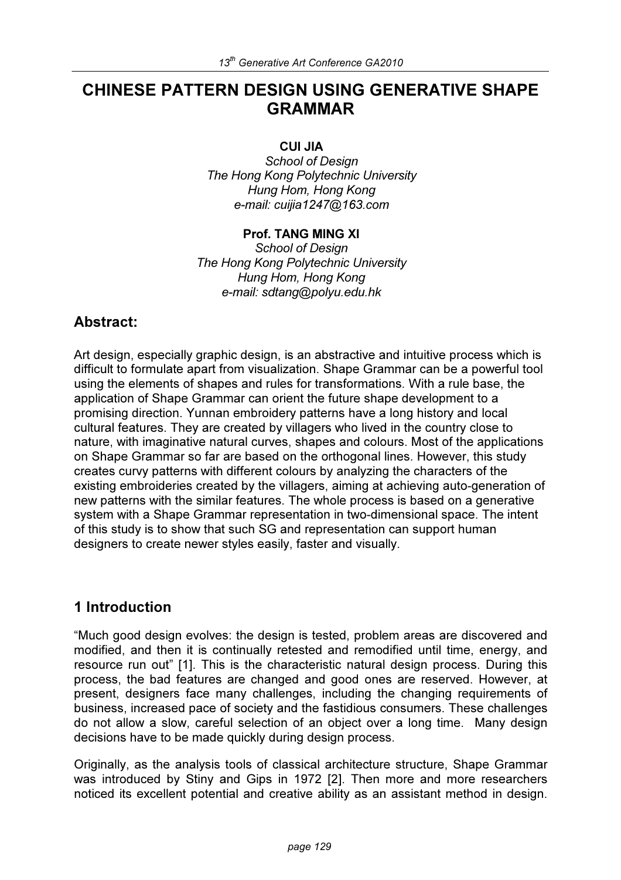# CHINESE PATTERN DESIGN USING GENERATIVE SHAPE GRAMMAR

**CUI JIA**
*School of Design*
*The Hong Kong Polytechnic University*
*Hung Hom, Hong Kong*
*e-mail: cuijia1247@163.com*

**Prof. TANG MING XI**
*School of Design*
*The Hong Kong Polytechnic University*
*Hung Hom, Hong Kong*
*e-mail: sdtang@polyu.edu.hk*

## Abstract:

Art design, especially graphic design, is an abstractive and intuitive process which is difficult to formulate apart from visualization. Shape Grammar can be a powerful tool using the elements of shapes and rules for transformations. With a rule base, the application of Shape Grammar can orient the future shape development to a promising direction. Yunnan embroidery patterns have a long history and local cultural features. They are created by villagers who lived in the country close to nature, with imaginative natural curves, shapes and colours. Most of the applications on Shape Grammar so far are based on the orthogonal lines. However, this study creates curvy patterns with different colours by analyzing the characters of the existing embroideries created by the villagers, aiming at achieving auto-generation of new patterns with the similar features. The whole process is based on a generative system with a Shape Grammar representation in two-dimensional space. The intent of this study is to show that such SG and representation can support human designers to create newer styles easily, faster and visually.

## 1 Introduction

"Much good design evolves: the design is tested, problem areas are discovered and modified, and then it is continually retested and remodified until time, energy, and resource run out" [1]. This is the characteristic natural design process. During this process, the bad features are changed and good ones are reserved. However, at present, designers face many challenges, including the changing requirements of business, increased pace of society and the fastidious consumers. These challenges do not allow a slow, careful selection of an object over a long time. Many design decisions have to be made quickly during design process.

Originally, as the analysis tools of classical architecture structure, Shape Grammar was introduced by Stiny and Gips in 1972 [2]. Then more and more researchers noticed its excellent potential and creative ability as an assistant method in design.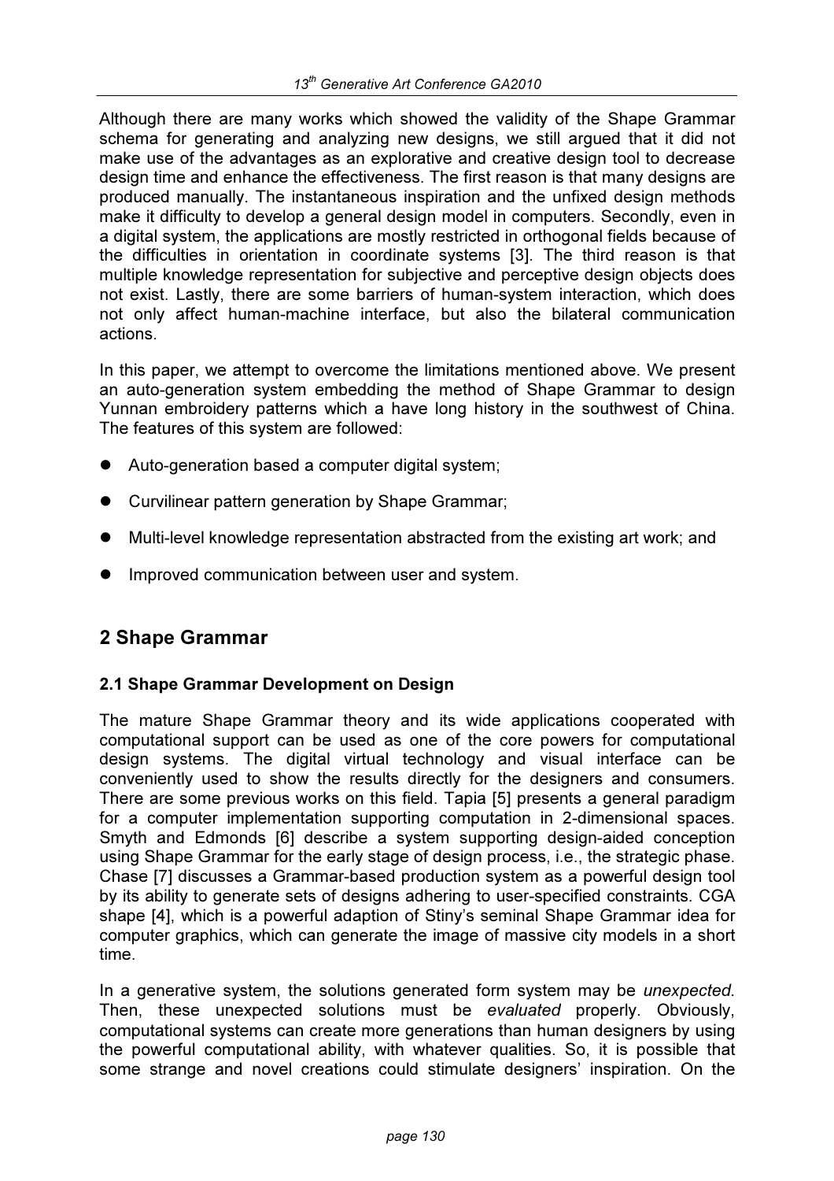Although there are many works which showed the validity of the Shape Grammar schema for generating and analyzing new designs, we still argued that it did not make use of the advantages as an explorative and creative design tool to decrease design time and enhance the effectiveness. The first reason is that many designs are produced manually. The instantaneous inspiration and the unfixed design methods make it difficulty to develop a general design model in computers. Secondly, even in a digital system, the applications are mostly restricted in orthogonal fields because of the difficulties in orientation in coordinate systems [3]. The third reason is that multiple knowledge representation for subjective and perceptive design objects does not exist. Lastly, there are some barriers of human-system interaction, which does not only affect human-machine interface, but also the bilateral communication actions.

In this paper, we attempt to overcome the limitations mentioned above. We present an auto-generation system embedding the method of Shape Grammar to design Yunnan embroidery patterns which a have long history in the southwest of China. The features of this system are followed:

- Auto-generation based a computer digital system;
- Curvilinear pattern generation by Shape Grammar;
- Multi-level knowledge representation abstracted from the existing art work; and
- Improved communication between user and system.

## 2 Shape Grammar

### 2.1 Shape Grammar Development on Design

The mature Shape Grammar theory and its wide applications cooperated with computational support can be used as one of the core powers for computational design systems. The digital virtual technology and visual interface can be conveniently used to show the results directly for the designers and consumers. There are some previous works on this field. Tapia [5] presents a general paradigm for a computer implementation supporting computation in 2-dimensional spaces. Smyth and Edmonds [6] describe a system supporting design-aided conception using Shape Grammar for the early stage of design process, i.e., the strategic phase. Chase [7] discusses a Grammar-based production system as a powerful design tool by its ability to generate sets of designs adhering to user-specified constraints. CGA shape [4], which is a powerful adaption of Stiny's seminal Shape Grammar idea for computer graphics, which can generate the image of massive city models in a short time.

In a generative system, the solutions generated form system may be *unexpected*. Then, these unexpected solutions must be *evaluated* properly. Obviously, computational systems can create more generations than human designers by using the powerful computational ability, with whatever qualities. So, it is possible that some strange and novel creations could stimulate designers' inspiration. On the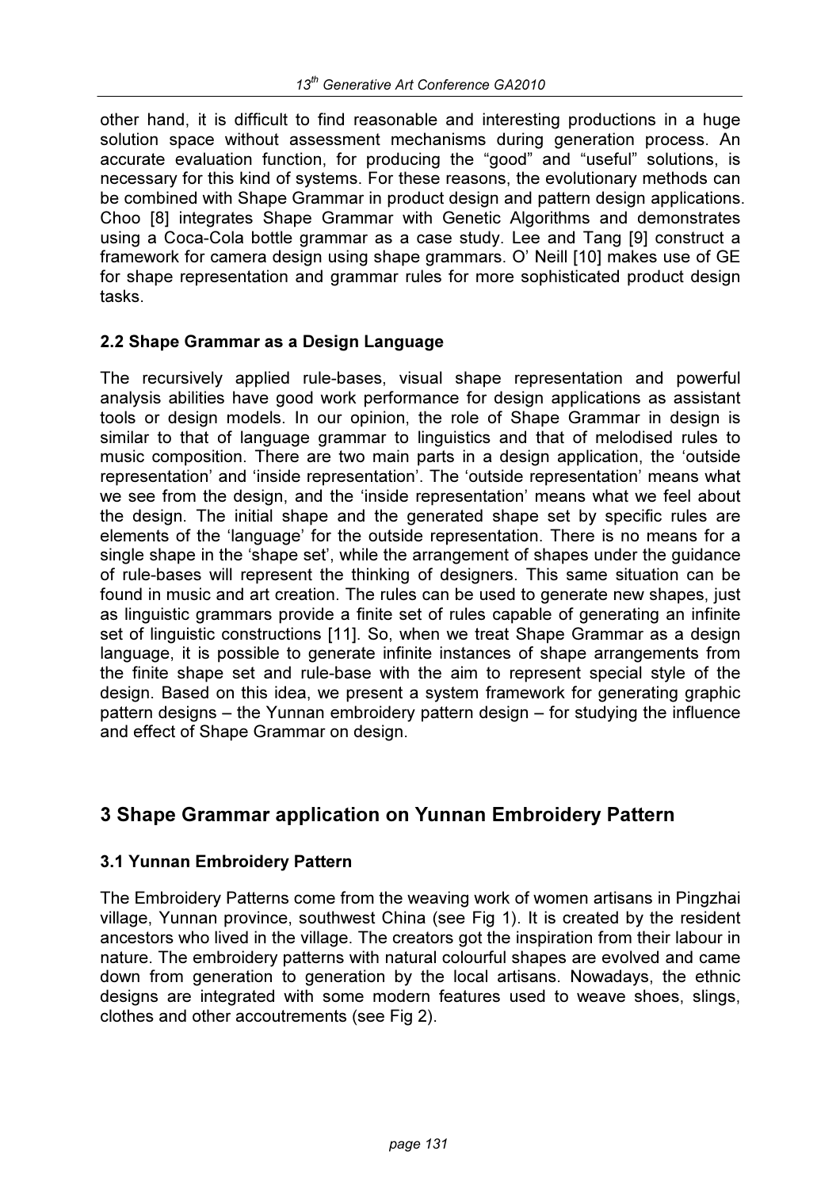other hand, it is difficult to find reasonable and interesting productions in a huge solution space without assessment mechanisms during generation process. An accurate evaluation function, for producing the "good" and "useful" solutions, is necessary for this kind of systems. For these reasons, the evolutionary methods can be combined with Shape Grammar in product design and pattern design applications. Choo [8] integrates Shape Grammar with Genetic Algorithms and demonstrates using a Coca-Cola bottle grammar as a case study. Lee and Tang [9] construct a framework for camera design using shape grammars. O' Neill [10] makes use of GE for shape representation and grammar rules for more sophisticated product design tasks.

### 2.2 Shape Grammar as a Design Language

The recursively applied rule-bases, visual shape representation and powerful analysis abilities have good work performance for design applications as assistant tools or design models. In our opinion, the role of Shape Grammar in design is similar to that of language grammar to linguistics and that of melodised rules to music composition. There are two main parts in a design application, the 'outside representation' and 'inside representation'. The 'outside representation' means what we see from the design, and the 'inside representation' means what we feel about the design. The initial shape and the generated shape set by specific rules are elements of the 'language' for the outside representation. There is no means for a single shape in the 'shape set', while the arrangement of shapes under the guidance of rule-bases will represent the thinking of designers. This same situation can be found in music and art creation. The rules can be used to generate new shapes, just as linguistic grammars provide a finite set of rules capable of generating an infinite set of linguistic constructions [11]. So, when we treat Shape Grammar as a design language, it is possible to generate infinite instances of shape arrangements from the finite shape set and rule-base with the aim to represent special style of the design. Based on this idea, we present a system framework for generating graphic pattern designs – the Yunnan embroidery pattern design – for studying the influence and effect of Shape Grammar on design.

## 3 Shape Grammar application on Yunnan Embroidery Pattern

### 3.1 Yunnan Embroidery Pattern

The Embroidery Patterns come from the weaving work of women artisans in Pingzhai village, Yunnan province, southwest China (see Fig 1). It is created by the resident ancestors who lived in the village. The creators got the inspiration from their labour in nature. The embroidery patterns with natural colourful shapes are evolved and came down from generation to generation by the local artisans. Nowadays, the ethnic designs are integrated with some modern features used to weave shoes, slings, clothes and other accoutrements (see Fig 2).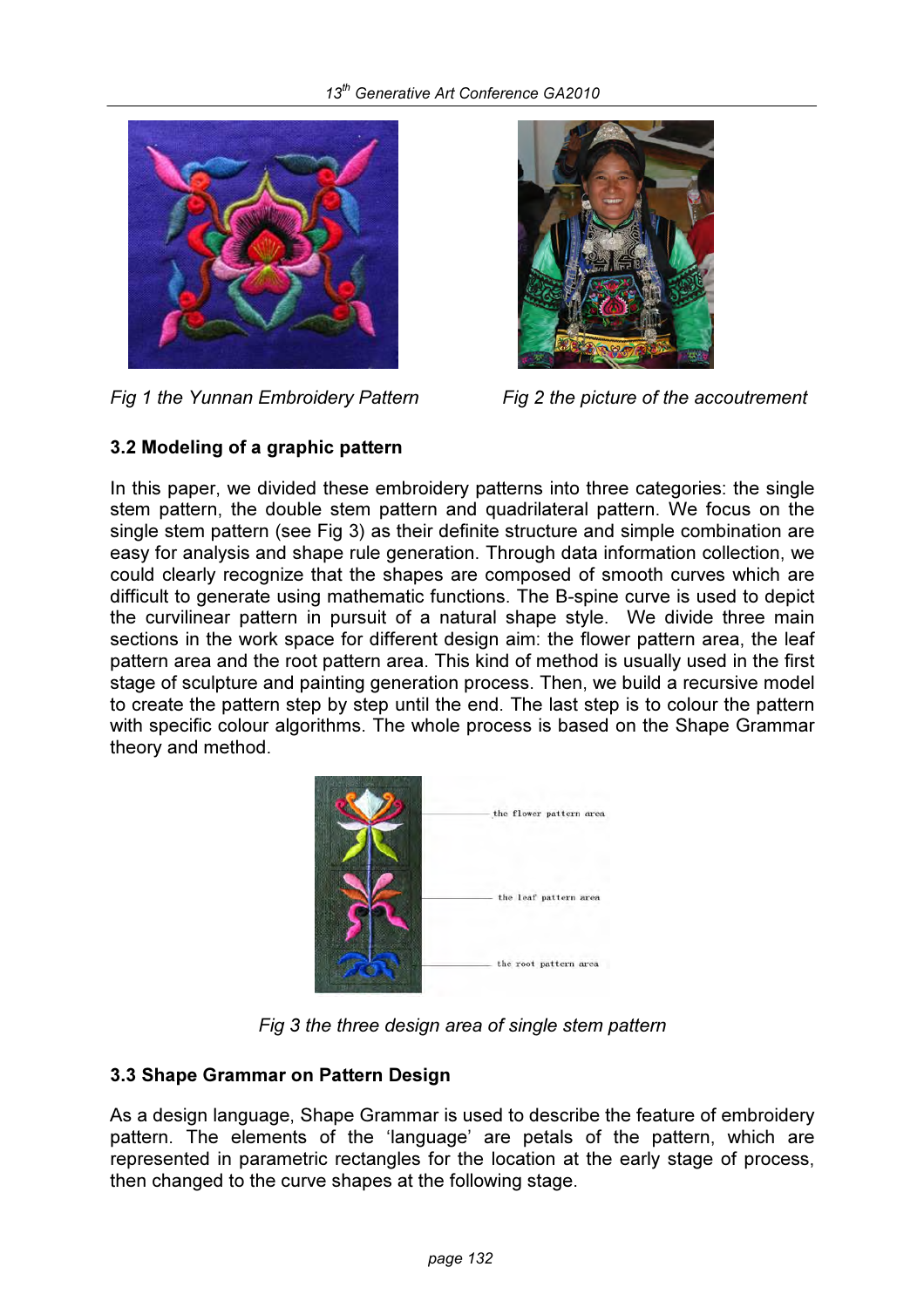Fig 1 the Yunnan Embroidery Pattern

Fig 2 the picture of the accoutrement

### 3.2 Modeling of a graphic pattern

In this paper, we divided these embroidery patterns into three categories: the single stem pattern, the double stem pattern and quadrilateral pattern. We focus on the single stem pattern (see Fig 3) as their definite structure and simple combination are easy for analysis and shape rule generation. Through data information collection, we could clearly recognize that the shapes are composed of smooth curves which are difficult to generate using mathematic functions. The B-spine curve is used to depict the curvilinear pattern in pursuit of a natural shape style. We divide three main sections in the work space for different design aim: the flower pattern area, the leaf pattern area and the root pattern area. This kind of method is usually used in the first stage of sculpture and painting generation process. Then, we build a recursive model to create the pattern step by step until the end. The last step is to colour the pattern with specific colour algorithms. The whole process is based on the Shape Grammar theory and method.

the flower pattern area

the leaf pattern area

the root pattern area

Fig 3 the three design area of single stem pattern

### 3.3 Shape Grammar on Pattern Design

As a design language, Shape Grammar is used to describe the feature of embroidery pattern. The elements of the 'language' are petals of the pattern, which are represented in parametric rectangles for the location at the early stage of process, then changed to the curve shapes at the following stage.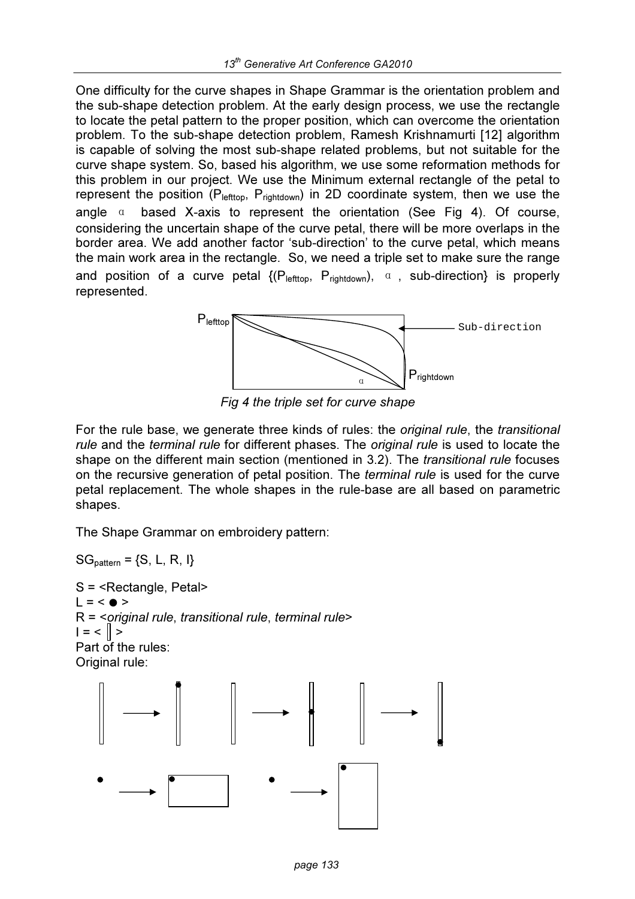One difficulty for the curve shapes in Shape Grammar is the orientation problem and the sub-shape detection problem. At the early design process, we use the rectangle to locate the petal pattern to the proper position, which can overcome the orientation problem. To the sub-shape detection problem, Ramesh Krishnamurti [12] algorithm is capable of solving the most sub-shape related problems, but not suitable for the curve shape system. So, based his algorithm, we use some reformation methods for this problem in our project. We use the Minimum external rectangle of the petal to represent the position ($P_{lefttop}$, $P_{rightdown}$) in 2D coordinate system, then we use the angle $\alpha$ based X-axis to represent the orientation (See Fig 4). Of course, considering the uncertain shape of the curve petal, there will be more overlaps in the border area. We add another factor 'sub-direction' to the curve petal, which means the main work area in the rectangle. So, we need a triple set to make sure the range and position of a curve petal {($P_{lefttop}$, $P_{rightdown}$), $\alpha$, sub-direction} is properly represented.

$P_{lefttop}$

Sub-direction

$\alpha$

$P_{rightdown}$

*Fig 4 the triple set for curve shape*

For the rule base, we generate three kinds of rules: the *original rule*, the *transitional rule* and the *terminal rule* for different phases. The *original rule* is used to locate the shape on the different main section (mentioned in 3.2). The *transitional rule* focuses on the recursive generation of petal position. The *terminal rule* is used for the curve petal replacement. The whole shapes in the rule-base are all based on parametric shapes.

The Shape Grammar on embroidery pattern:

$SG_{pattern}$ = {S, L, R, I}

S = <Rectangle, Petal>
L = < ● >
R = <*original rule*, *transitional rule*, *terminal rule*>
I = < ▯ >
Part of the rules:
Original rule: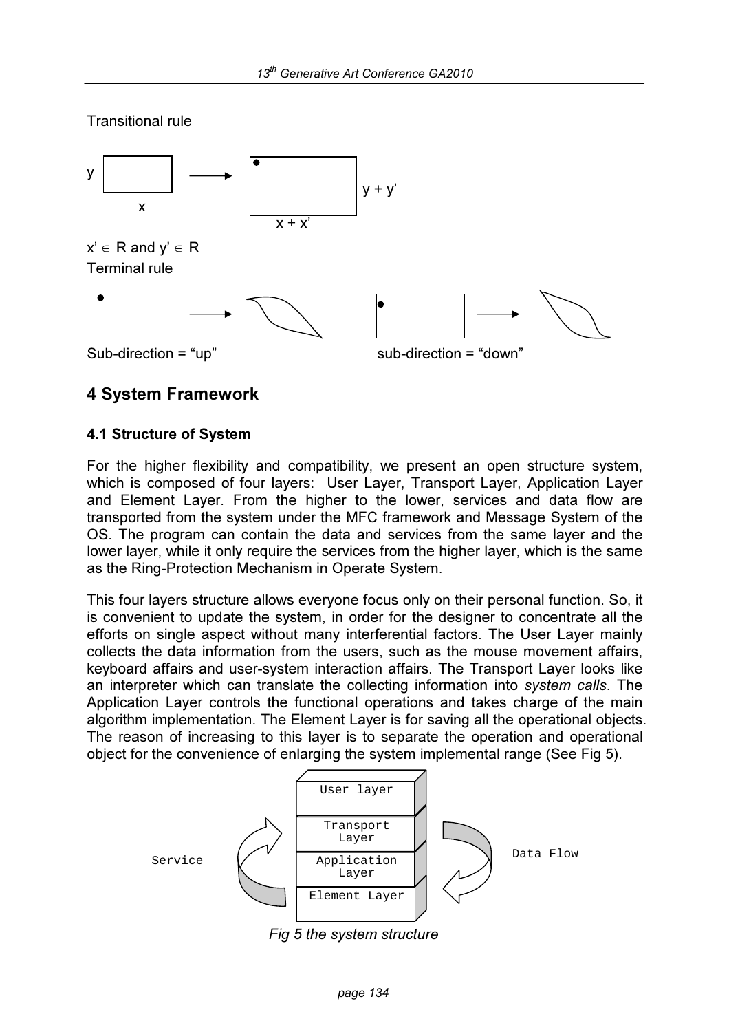Transitional rule

y

x

x + x'

y + y'

$x' \in R$ and $y' \in R$

Terminal rule

Sub-direction = "up"

sub-direction = "down"

## 4 System Framework

### 4.1 Structure of System

For the higher flexibility and compatibility, we present an open structure system, which is composed of four layers: User Layer, Transport Layer, Application Layer and Element Layer. From the higher to the lower, services and data flow are transported from the system under the MFC framework and Message System of the OS. The program can contain the data and services from the same layer and the lower layer, while it only require the services from the higher layer, which is the same as the Ring-Protection Mechanism in Operate System.

This four layers structure allows everyone focus only on their personal function. So, it is convenient to update the system, in order for the designer to concentrate all the efforts on single aspect without many interferential factors. The User Layer mainly collects the data information from the users, such as the mouse movement affairs, keyboard affairs and user-system interaction affairs. The Transport Layer looks like an interpreter which can translate the collecting information into *system calls*. The Application Layer controls the functional operations and takes charge of the main algorithm implementation. The Element Layer is for saving all the operational objects. The reason of increasing to this layer is to separate the operation and operational object for the convenience of enlarging the system implemental range (See Fig 5).

User layer

Transport Layer

Application Layer

Element Layer

Service

Data Flow

*Fig 5 the system structure*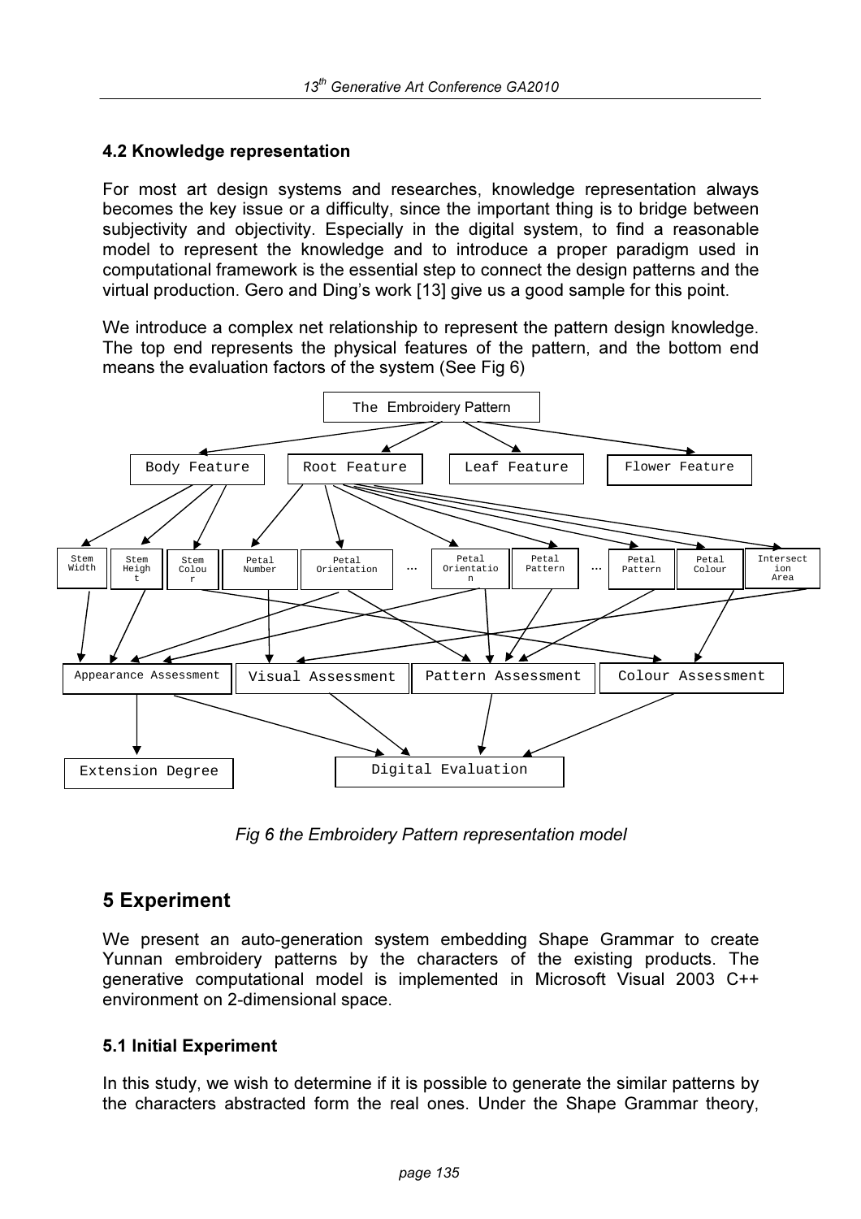### 4.2 Knowledge representation

For most art design systems and researches, knowledge representation always becomes the key issue or a difficulty, since the important thing is to bridge between subjectivity and objectivity. Especially in the digital system, to find a reasonable model to represent the knowledge and to introduce a proper paradigm used in computational framework is the essential step to connect the design patterns and the virtual production. Gero and Ding's work [13] give us a good sample for this point.

We introduce a complex net relationship to represent the pattern design knowledge. The top end represents the physical features of the pattern, and the bottom end means the evaluation factors of the system (See Fig 6)

The Embroidery Pattern

Body Feature
Root Feature
Leaf Feature
Flower Feature

Stem Width
Stem Height
Stem Colour
Petal Number
Petal Orientation
...
Petal Orientation
Petal Pattern
...
Petal Pattern
Petal Colour
Intersection Area

Appearance Assessment
Visual Assessment
Pattern Assessment
Colour Assessment

Extension Degree
Digital Evaluation

*Fig 6 the Embroidery Pattern representation model*

## 5 Experiment

We present an auto-generation system embedding Shape Grammar to create Yunnan embroidery patterns by the characters of the existing products. The generative computational model is implemented in Microsoft Visual 2003 C++ environment on 2-dimensional space.

### 5.1 Initial Experiment

In this study, we wish to determine if it is possible to generate the similar patterns by the characters abstracted form the real ones. Under the Shape Grammar theory,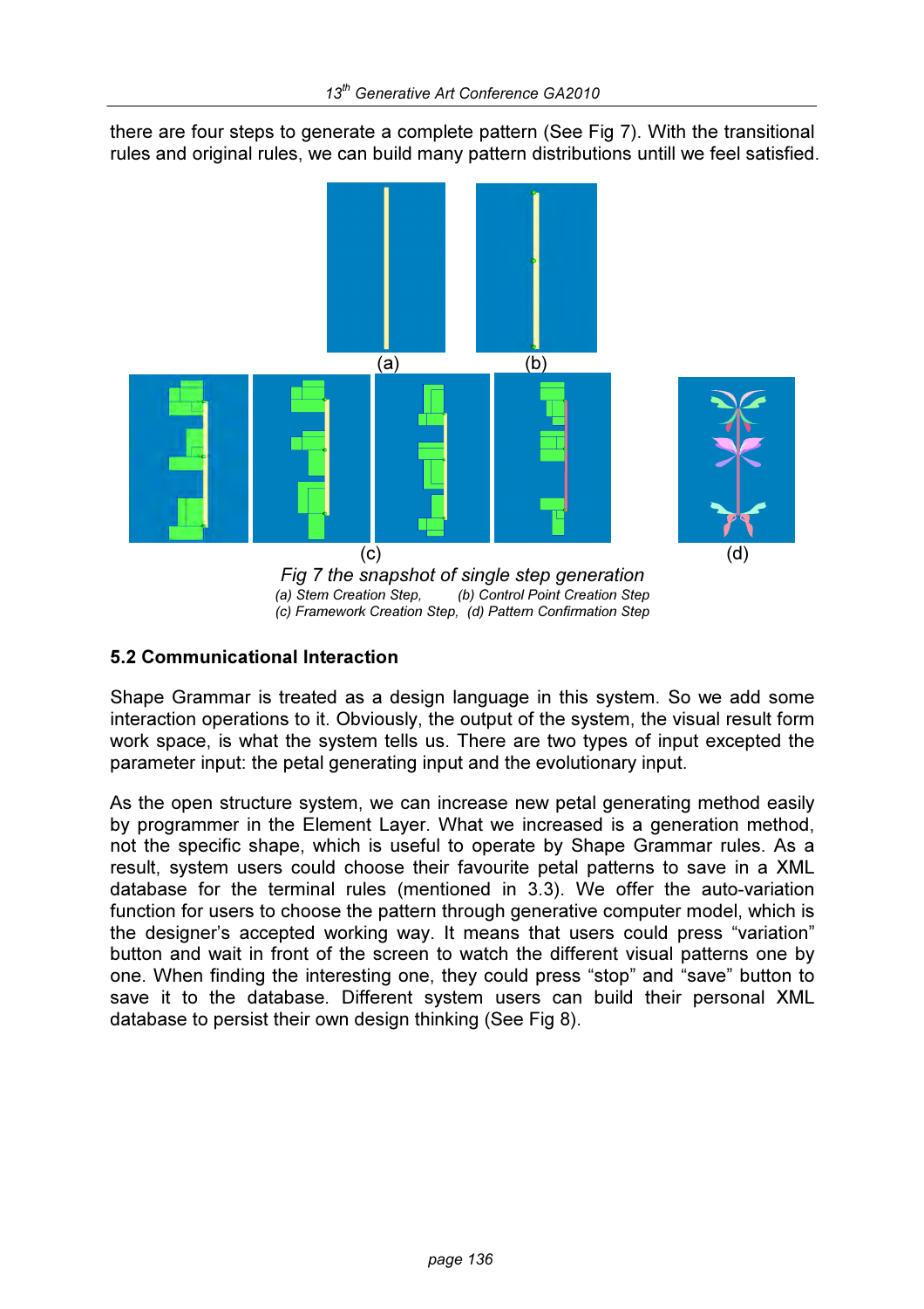there are four steps to generate a complete pattern (See Fig 7). With the transitional rules and original rules, we can build many pattern distributions untill we feel satisfied.

(a) (b)

(c) (d)

*Fig 7 the snapshot of single step generation*
*(a) Stem Creation Step, (b) Control Point Creation Step*
*(c) Framework Creation Step, (d) Pattern Confirmation Step*

### 5.2 Communicational Interaction

Shape Grammar is treated as a design language in this system. So we add some interaction operations to it. Obviously, the output of the system, the visual result form work space, is what the system tells us. There are two types of input excepted the parameter input: the petal generating input and the evolutionary input.

As the open structure system, we can increase new petal generating method easily by programmer in the Element Layer. What we increased is a generation method, not the specific shape, which is useful to operate by Shape Grammar rules. As a result, system users could choose their favourite petal patterns to save in a XML database for the terminal rules (mentioned in 3.3). We offer the auto-variation function for users to choose the pattern through generative computer model, which is the designer's accepted working way. It means that users could press "variation" button and wait in front of the screen to watch the different visual patterns one by one. When finding the interesting one, they could press "stop" and "save" button to save it to the database. Different system users can build their personal XML database to persist their own design thinking (See Fig 8).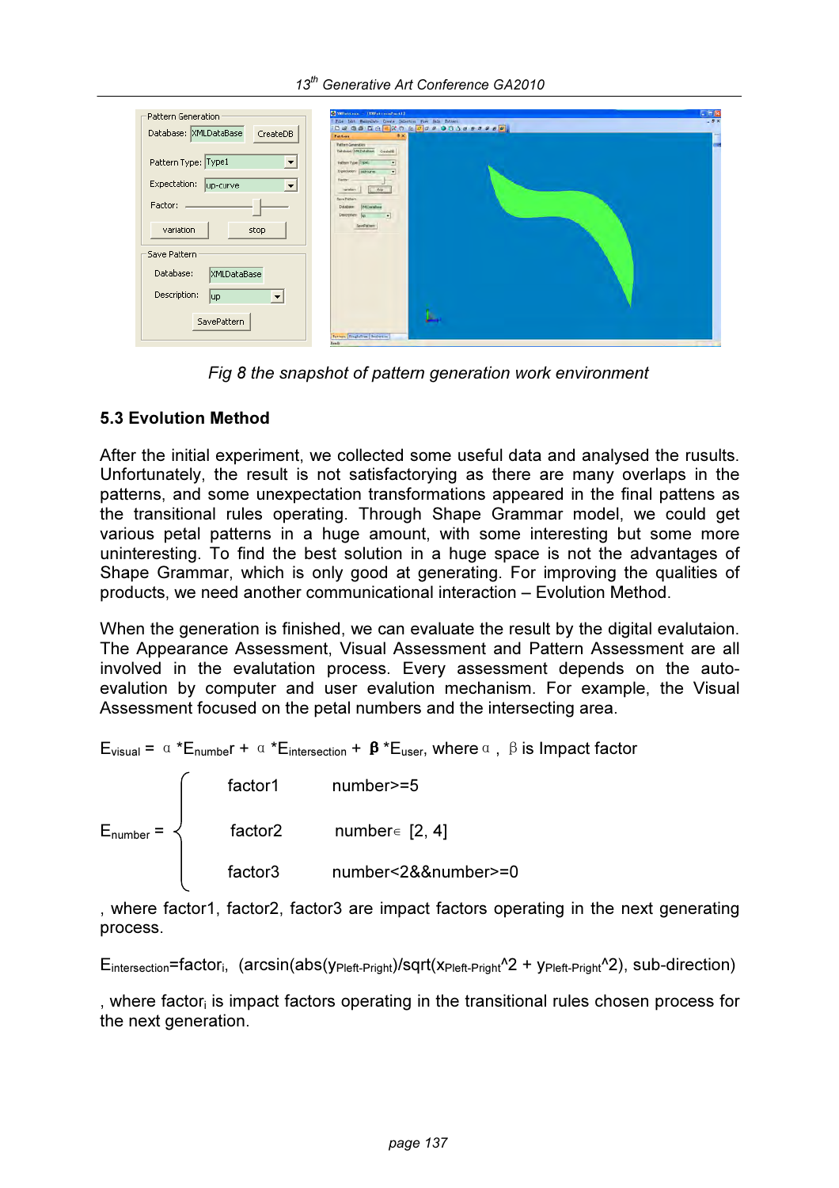Fig 8 the snapshot of pattern generation work environment

### 5.3 Evolution Method

After the initial experiment, we collected some useful data and analysed the rusults. Unfortunately, the result is not satisfactorying as there are many overlaps in the patterns, and some unexpectation transformations appeared in the final pattens as the transitional rules operating. Through Shape Grammar model, we could get various petal patterns in a huge amount, with some interesting but some more uninteresting. To find the best solution in a huge space is not the advantages of Shape Grammar, which is only good at generating. For improving the qualities of products, we need another communicational interaction – Evolution Method.

When the generation is finished, we can evaluate the result by the digital evalutaion. The Appearance Assessment, Visual Assessment and Pattern Assessment are all involved in the evalutation process. Every assessment depends on the auto-evalution by computer and user evalution mechanism. For example, the Visual Assessment focused on the petal numbers and the intersecting area.

$E_{visual} = \alpha * E_{number} + \alpha * E_{intersection} + \beta * E_{user}$, where $\alpha$ , $\beta$ is Impact factor

$$
E_{number} = \begin{cases} \text{factor1} & \text{number} >= 5 \\ \text{factor2} & \text{number} \in [2, 4] \\ \text{factor3} & \text{number} < 2 \&\& \text{number} >= 0 \end{cases}
$$

, where factor1, factor2, factor3 are impact factors operating in the next generating process.

$E_{intersection} = factor_i$, $(\arcsin(abs(y_{Pleft\text{-}Pright})/sqrt(x_{Pleft\text{-}Pright}\text{^}2 + y_{Pleft\text{-}Pright}\text{^}2)$, sub-direction)

, where $factor_i$ is impact factors operating in the transitional rules chosen process for the next generation.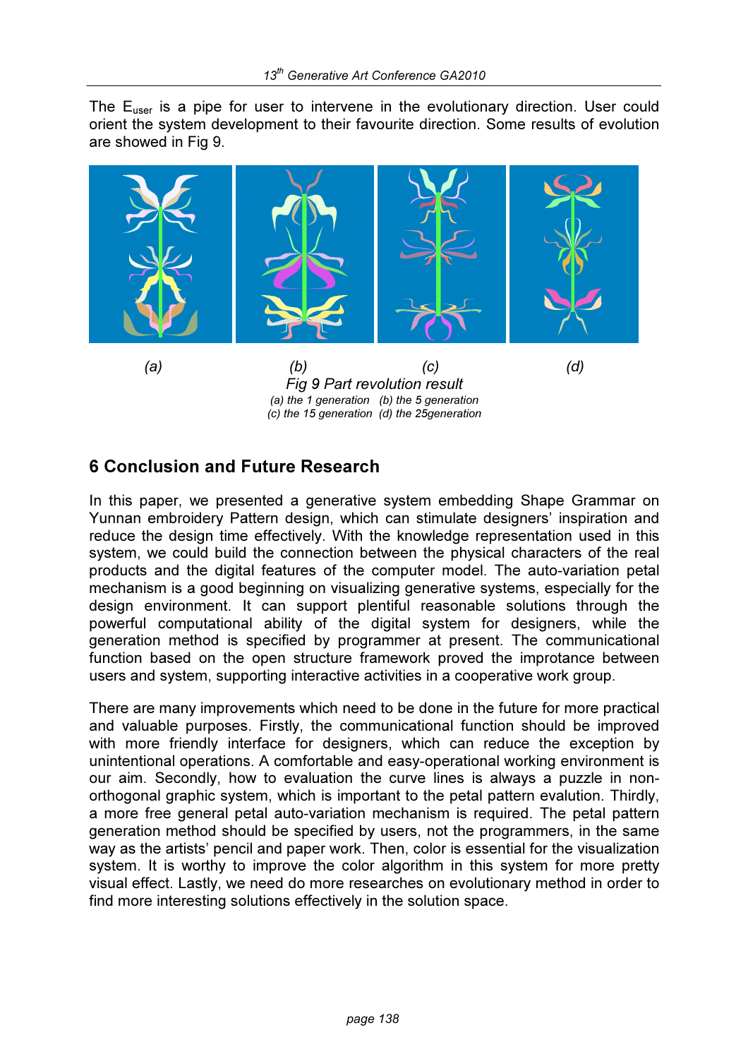The $E_{user}$ is a pipe for user to intervene in the evolutionary direction. User could orient the system development to their favourite direction. Some results of evolution are showed in Fig 9.

(a) (b) (c) (d)

*Fig 9 Part revolution result*

*(a) the 1 generation (b) the 5 generation*

*(c) the 15 generation (d) the 25generation*

## 6 Conclusion and Future Research

In this paper, we presented a generative system embedding Shape Grammar on Yunnan embroidery Pattern design, which can stimulate designers' inspiration and reduce the design time effectively. With the knowledge representation used in this system, we could build the connection between the physical characters of the real products and the digital features of the computer model. The auto-variation petal mechanism is a good beginning on visualizing generative systems, especially for the design environment. It can support plentiful reasonable solutions through the powerful computational ability of the digital system for designers, while the generation method is specified by programmer at present. The communicational function based on the open structure framework proved the improtance between users and system, supporting interactive activities in a cooperative work group.

There are many improvements which need to be done in the future for more practical and valuable purposes. Firstly, the communicational function should be improved with more friendly interface for designers, which can reduce the exception by unintentional operations. A comfortable and easy-operational working environment is our aim. Secondly, how to evaluation the curve lines is always a puzzle in non-orthogonal graphic system, which is important to the petal pattern evalution. Thirdly, a more free general petal auto-variation mechanism is required. The petal pattern generation method should be specified by users, not the programmers, in the same way as the artists' pencil and paper work. Then, color is essential for the visualization system. It is worthy to improve the color algorithm in this system for more pretty visual effect. Lastly, we need do more researches on evolutionary method in order to find more interesting solutions effectively in the solution space.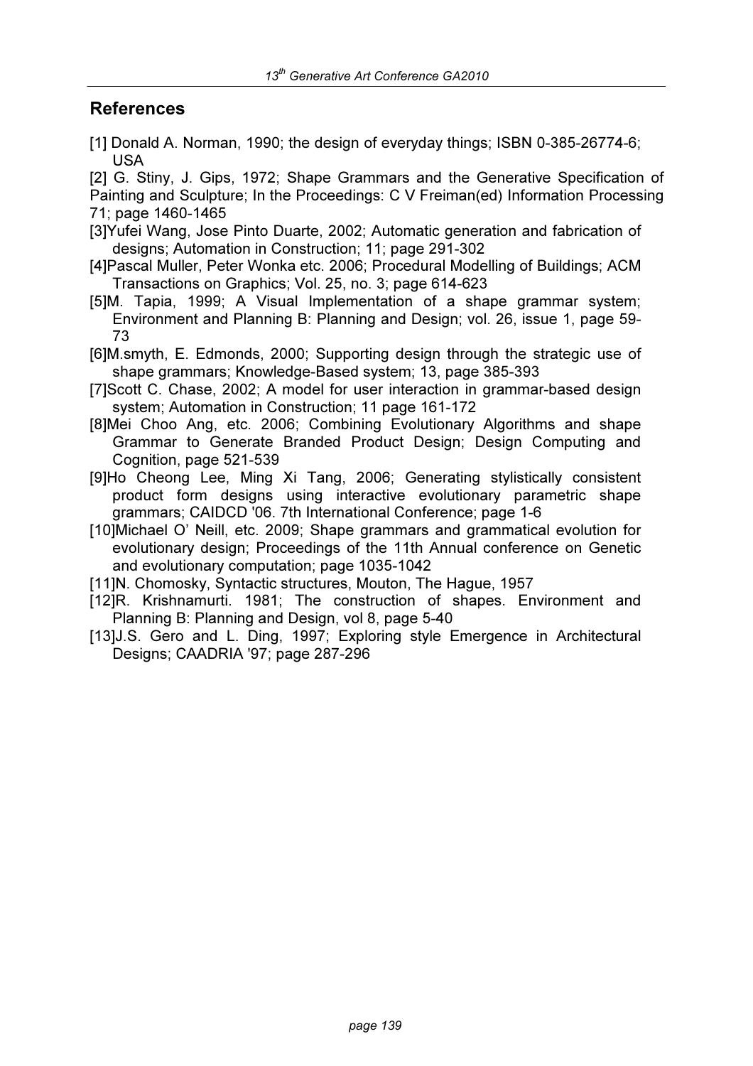## References

[1] Donald A. Norman, 1990; the design of everyday things; ISBN 0-385-26774-6; USA

[2] G. Stiny, J. Gips, 1972; Shape Grammars and the Generative Specification of Painting and Sculpture; In the Proceedings: C V Freiman(ed) Information Processing 71; page 1460-1465

[3]Yufei Wang, Jose Pinto Duarte, 2002; Automatic generation and fabrication of designs; Automation in Construction; 11; page 291-302

[4]Pascal Muller, Peter Wonka etc. 2006; Procedural Modelling of Buildings; ACM Transactions on Graphics; Vol. 25, no. 3; page 614-623

[5]M. Tapia, 1999; A Visual Implementation of a shape grammar system; Environment and Planning B: Planning and Design; vol. 26, issue 1, page 59-73

[6]M.smyth, E. Edmonds, 2000; Supporting design through the strategic use of shape grammars; Knowledge-Based system; 13, page 385-393

[7]Scott C. Chase, 2002; A model for user interaction in grammar-based design system; Automation in Construction; 11 page 161-172

[8]Mei Choo Ang, etc. 2006; Combining Evolutionary Algorithms and shape Grammar to Generate Branded Product Design; Design Computing and Cognition, page 521-539

[9]Ho Cheong Lee, Ming Xi Tang, 2006; Generating stylistically consistent product form designs using interactive evolutionary parametric shape grammars; CAIDCD '06. 7th International Conference; page 1-6

[10]Michael O' Neill, etc. 2009; Shape grammars and grammatical evolution for evolutionary design; Proceedings of the 11th Annual conference on Genetic and evolutionary computation; page 1035-1042

[11]N. Chomosky, Syntactic structures, Mouton, The Hague, 1957

[12]R. Krishnamurti. 1981; The construction of shapes. Environment and Planning B: Planning and Design, vol 8, page 5-40

[13]J.S. Gero and L. Ding, 1997; Exploring style Emergence in Architectural Designs; CAADRIA '97; page 287-296